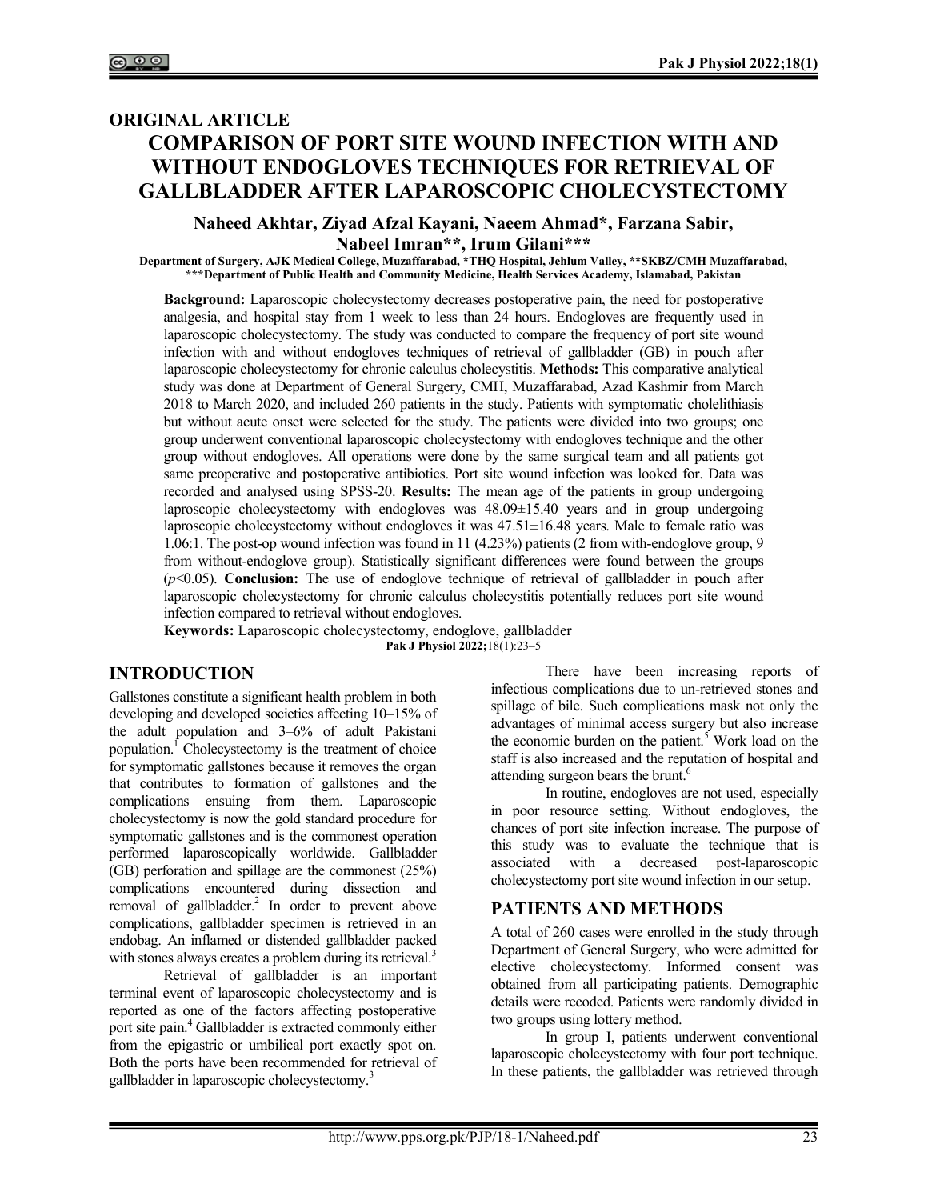ORIGINAL ARTICLE

# COMPARISON OF PORT SITE WOUND INFECTION WITH AND WITHOUT ENDOGLOVES TECHNIQUES FOR RETRIEVAL OF GALLBLADDER AFTER LAPAROSCOPIC CHOLECYSTECTOMY

**Naheed Akhtar, Ziyad Afzal Kayani, Naeem Ahmad\*, Farzana Sabir, Nabeel Imran\*\*, Irum Gilani\*\*\***

**Department of Surgery, AJK Medical College, Muzaffarabad, \*THQ Hospital, Jehlum Valley, \*\*SKBZ/CMH Muzaffarabad, \*\*\*Department of Public Health and Community Medicine, Health Services Academy, Islamabad, Pakistan**

**Background:** Laparoscopic cholecystectomy decreases postoperative pain, the need for postoperative analgesia, and hospital stay from 1 week to less than 24 hours. Endogloves are frequently used in laparoscopic cholecystectomy. The study was conducted to compare the frequency of port site wound infection with and without endogloves techniques of retrieval of gallbladder (GB) in pouch after laparoscopic cholecystectomy for chronic calculus cholecystitis. **Methods:** This comparative analytical study was done at Department of General Surgery, CMH, Muzaffarabad, Azad Kashmir from March 2018 to March 2020, and included 260 patients in the study. Patients with symptomatic cholelithiasis but without acute onset were selected for the study. The patients were divided into two groups; one group underwent conventional laparoscopic cholecystectomy with endogloves technique and the other group without endogloves. All operations were done by the same surgical team and all patients got same preoperative and postoperative antibiotics. Port site wound infection was looked for. Data was recorded and analysed using SPSS-20. **Results:** The mean age of the patients in group undergoing laproscopic cholecystectomy with endogloves was 48.09±15.40 years and in group undergoing laproscopic cholecystectomy without endogloves it was 47.51±16.48 years. Male to female ratio was 1.06:1. The post-op wound infection was found in 11 (4.23%) patients (2 from with-endoglove group, 9 from without-endoglove group). Statistically significant differences were found between the groups ($p<0.05$). **Conclusion:** The use of endoglove technique of retrieval of gallbladder in pouch after laparoscopic cholecystectomy for chronic calculus cholecystitis potentially reduces port site wound infection compared to retrieval without endogloves.

**Keywords:** Laparoscopic cholecystectomy, endoglove, gallbladder

**Pak J Physiol 2022;**18(1):23–5

## INTRODUCTION

Gallstones constitute a significant health problem in both developing and developed societies affecting 10–15% of the adult population and 3–6% of adult Pakistani population.[1] Cholecystectomy is the treatment of choice for symptomatic gallstones because it removes the organ that contributes to formation of gallstones and the complications ensuing from them. Laparoscopic cholecystectomy is now the gold standard procedure for symptomatic gallstones and is the commonest operation performed laparoscopically worldwide. Gallbladder (GB) perforation and spillage are the commonest (25%) complications encountered during dissection and removal of gallbladder.[2] In order to prevent above complications, gallbladder specimen is retrieved in an endobag. An inflamed or distended gallbladder packed with stones always creates a problem during its retrieval.[3]

Retrieval of gallbladder is an important terminal event of laparoscopic cholecystectomy and is reported as one of the factors affecting postoperative port site pain.[4] Gallbladder is extracted commonly either from the epigastric or umbilical port exactly spot on. Both the ports have been recommended for retrieval of gallbladder in laparoscopic cholecystectomy.[3]

There have been increasing reports of infectious complications due to un-retrieved stones and spillage of bile. Such complications mask not only the advantages of minimal access surgery but also increase the economic burden on the patient.[5] Work load on the staff is also increased and the reputation of hospital and attending surgeon bears the brunt.[6]

In routine, endogloves are not used, especially in poor resource setting. Without endogloves, the chances of port site infection increase. The purpose of this study was to evaluate the technique that is associated with a decreased post-laparoscopic cholecystectomy port site wound infection in our setup.

## PATIENTS AND METHODS

A total of 260 cases were enrolled in the study through Department of General Surgery, who were admitted for elective cholecystectomy. Informed consent was obtained from all participating patients. Demographic details were recoded. Patients were randomly divided in two groups using lottery method.

In group I, patients underwent conventional laparoscopic cholecystectomy with four port technique. In these patients, the gallbladder was retrieved through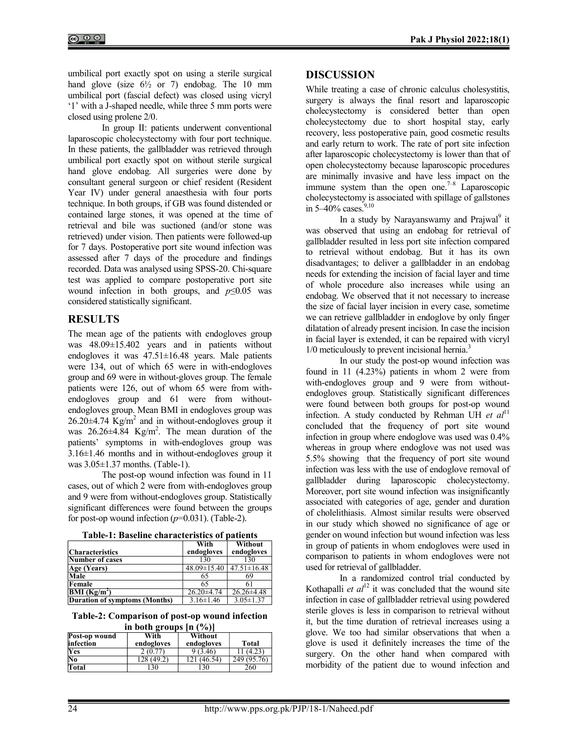umbilical port exactly spot on using a sterile surgical hand glove (size 6½ or 7) endobag. The 10 mm umbilical port (fascial defect) was closed using vicryl '1' with a J-shaped needle, while three 5 mm ports were closed using prolene 2/0.

In group II: patients underwent conventional laparoscopic cholecystectomy with four port technique. In these patients, the gallbladder was retrieved through umbilical port exactly spot on without sterile surgical hand glove endobag. All surgeries were done by consultant general surgeon or chief resident (Resident Year IV) under general anaesthesia with four ports technique. In both groups, if GB was found distended or contained large stones, it was opened at the time of retrieval and bile was suctioned (and/or stone was retrieved) under vision. Then patients were followed-up for 7 days. Postoperative port site wound infection was assessed after 7 days of the procedure and findings recorded. Data was analysed using SPSS-20. Chi-square test was applied to compare postoperative port site wound infection in both groups, and $p \leq 0.05$ was considered statistically significant.

## RESULTS

The mean age of the patients with endogloves group was 48.09±15.402 years and in patients without endogloves it was 47.51±16.48 years. Male patients were 134, out of which 65 were in with-endogloves group and 69 were in without-gloves group. The female patients were 126, out of whom 65 were from with-endogloves group and 61 were from without-endogloves group. Mean BMI in endogloves group was 26.20±4.74 $Kg/m^2$ and in without-endogloves group it was 26.26±4.84 $Kg/m^2$. The mean duration of the patients' symptoms in with-endogloves group was 3.16±1.46 months and in without-endogloves group it was 3.05±1.37 months. (Table-1).

The post-op wound infection was found in 11 cases, out of which 2 were from with-endogloves group and 9 were from without-endogloves group. Statistically significant differences were found between the groups for post-op wound infection ($p$=0.031). (Table-2).

**Table-1: Baseline characteristics of patients**

| Characteristics | With endogloves | Without endogloves |
|---|---|---|
| Number of cases | 130 | 130 |
| Age (Years) | 48.09±15.40 | 47.51±16.48 |
| Male | 65 | 69 |
| Female | 65 | 61 |
| BMI ($Kg/m^2$) | 26.20±4.74 | 26.26±4.48 |
| Duration of symptoms (Months) | 3.16±1.46 | 3.05±1.37 |

**Table-2: Comparison of post-op wound infection in both groups [n (%)]**

| Post-op wound infection | With endogloves | Without endogloves | Total |
|---|---|---|---|
| Yes | 2 (0.77) | 9 (3.46) | 11 (4.23) |
| No | 128 (49.2) | 121 (46.54) | 249 (95.76) |
| Total | 130 | 130 | 260 |

## DISCUSSION

While treating a case of chronic calculus cholesystitis, surgery is always the final resort and laparoscopic cholecystectomy is considered better than open cholecystectomy due to short hospital stay, early recovery, less postoperative pain, good cosmetic results and early return to work. The rate of port site infection after laparoscopic cholecystectomy is lower than that of open cholecystectomy because laparoscopic procedures are minimally invasive and have less impact on the immune system than the open one.[7–8] Laparoscopic cholecystectomy is associated with spillage of gallstones in 5–40% cases.[9,10]

In a study by Narayanswamy and Prajwal[9] it was observed that using an endobag for retrieval of gallbladder resulted in less port site infection compared to retrieval without endobag. But it has its own disadvantages; to deliver a gallbladder in an endobag needs for extending the incision of facial layer and time of whole procedure also increases while using an endobag. We observed that it not necessary to increase the size of facial layer incision in every case, sometime we can retrieve gallbladder in endoglove by only finger dilatation of already present incision. In case the incision in facial layer is extended, it can be repaired with vicryl 1/0 meticulously to prevent incisional hernia.[3]

In our study the post-op wound infection was found in 11 (4.23%) patients in whom 2 were from with-endogloves group and 9 were from without-endogloves group. Statistically significant differences were found between both groups for post-op wound infection. A study conducted by Rehman UH *et al*[11] concluded that the frequency of port site wound infection in group where endoglove was used was 0.4% whereas in group where endoglove was not used was 5.5% showing that the frequency of port site wound infection was less with the use of endoglove removal of gallbladder during laparoscopic cholecystectomy. Moreover, port site wound infection was insignificantly associated with categories of age, gender and duration of cholelithiasis. Almost similar results were observed in our study which showed no significance of age or gender on wound infection but wound infection was less in group of patients in whom endogloves were used in comparison to patients in whom endogloves were not used for retrieval of gallbladder.

In a randomized control trial conducted by Kothapalli *et al*[12] it was concluded that the wound site infection in case of gallbladder retrieval using powdered sterile gloves is less in comparison to retrieval without it, but the time duration of retrieval increases using a glove. We too had similar observations that when a glove is used it definitely increases the time of the surgery. On the other hand when compared with morbidity of the patient due to wound infection and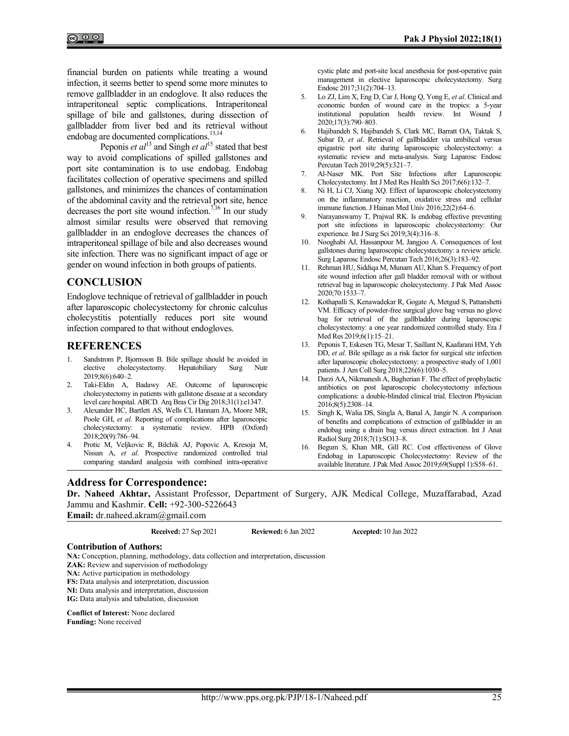financial burden on patients while treating a wound infection, it seems better to spend some more minutes to remove gallbladder in an endoglove. It also reduces the intraperitoneal septic complications. Intraperitoneal spillage of bile and gallstones, during dissection of gallbladder from liver bed and its retrieval without endobag are documented complications.[13,14]

Peponis *et al*[13] and Singh *et al*[15] stated that best way to avoid complications of spilled gallstones and port site contamination is to use endobag. Endobag facilitates collection of operative specimens and spilled gallstones, and minimizes the chances of contamination of the abdominal cavity and the retrieval port site, hence decreases the port site wound infection.[7,16] In our study almost similar results were observed that removing gallbladder in an endoglove decreases the chances of intraperitoneal spillage of bile and also decreases wound site infection. There was no significant impact of age or gender on wound infection in both groups of patients.

## CONCLUSION

Endoglove technique of retrieval of gallbladder in pouch after laparoscopic cholecystectomy for chronic calculus cholecystitis potentially reduces port site wound infection compared to that without endogloves.

## REFERENCES

1. Sandstrom P, Bjornsson B. Bile spillage should be avoided in elective cholecystectomy. Hepatobiliary Surg Nutr 2019;8(6):640–2.
2. Taki-Eldin A, Badawy AE. Outcome of laparoscopic cholecystectomy in patients with gallstone disease at a secondary level care hospital. ABCD. Arq Bras Cir Dig 2018;31(1):e1347.
3. Alexander HC, Bartlett AS, Wells CI, Hannam JA, Moore MR, Poole GH, *et al*. Reporting of complications after laparoscopic cholecystectomy: a systematic review. HPB (Oxford) 2018;20(9):786–94.
4. Protic M, Veljkovic R, Bilchik AJ, Popovic A, Kresoja M, Nissan A, *et al*. Prospective randomized controlled trial comparing standard analgesia with combined intra-operative cystic plate and port-site local anesthesia for post-operative pain management in elective laparoscopic cholecystectomy. Surg Endosc 2017;31(2):704–13.
5. Lo ZJ, Lim X, Eng D, Car J, Hong Q, Yong E, *et al*. Clinical and economic burden of wound care in the tropics: a 5-year institutional population health review. Int Wound J 2020;17(3):790–803.
6. Hajibandeh S, Hajibandeh S, Clark MC, Barratt OA, Taktak S, Subar D, *et al*. Retrieval of gallbladder via umbilical versus epigastric port site during laparoscopic cholecystectomy: a systematic review and meta-analysis. Surg Laparosc Endosc Percutan Tech 2019;29(5):321–7.
7. Al-Naser MK. Port Site Infections after Laparoscopic Cholecystectomy. Int J Med Res Health Sci 2017;6(6):132–7.
8. Ni H, Li CJ, Xiang XQ. Effect of laparoscopic cholecystectomy on the inflammatory reaction, oxidative stress and cellular immune function. J Hainan Med Univ 2016;22(2):64–6.
9. Narayanswamy T, Prajwal RK. Is endobag effective preventing port site infections in laparoscopic cholecystectomy: Our experience. Int J Surg Sci 2019;3(4):316–8.
10. Nooghabi AJ, Hassanpour M, Jangjoo A. Consequences of lost gallstones during laparoscopic cholecystectomy: a review article. Surg Laparosc Endosc Percutan Tech 2016;26(3):183–92.
11. Rehman HU, Siddiqa M, Munam AU, Khan S. Frequency of port site wound infection after gall bladder removal with or without retrieval bag in laparoscopic cholecystectomy. J Pak Med Assoc 2020;70:1533–7.
12. Kothapalli S, Kenawadekar R, Gogate A, Metgud S, Pattanshetti VM. Efficacy of powder-free surgical glove bag versus no glove bag for retrieval of the gallbladder during laparoscopic cholecystectomy: a one year randomized controlled study. Era J Med Res 2019;6(1):15–21.
13. Peponis T, Eskesen TG, Mesar T, Saillant N, Kaafarani HM, Yeh DD, *et al*. Bile spillage as a risk factor for surgical site infection after laparoscopic cholecystectomy: a prospective study of 1,001 patients. J Am Coll Surg 2018;226(6):1030–5.
14. Darzi AA, Nikmanesh A, Bagherian F. The effect of prophylactic antibiotics on post laparoscopic cholecystectomy infectious complications: a double-blinded clinical trial. Electron Physician 2016;8(5):2308–14.
15. Singh K, Walia DS, Singla A, Banal A, Jangir N. A comparison of benefits and complications of extraction of gallbladder in an endobag using a drain bag versus direct extraction. Int J Anat Radiol Surg 2018;7(1):SO13–8.
16. Begum S, Khan MR, Gill RC. Cost effectiveness of Glove Endobag in Laparoscopic Cholecystectomy: Review of the available literature. J Pak Med Assoc 2019;69(Suppl 1):S58–61.

### Address for Correspondence:

**Dr. Naheed Akhtar,** Assistant Professor, Department of Surgery, AJK Medical College, Muzaffarabad, Azad Jammu and Kashmir. **Cell:** +92-300-5226643
**Email:** dr.naheed.akram@gmail.com

**Received:** 27 Sep 2021 **Reviewed:** 6 Jan 2022 **Accepted:** 10 Jan 2022

**Contribution of Authors:**
**NA:** Conception, planning, methodology, data collection and interpretation, discussion
**ZAK:** Review and supervision of methodology
**NA:** Active participation in methodology
**FS:** Data analysis and interpretation, discussion
**NI:** Data analysis and interpretation, discussion
**IG:** Data analysis and tabulation, discussion

**Conflict of Interest:** None declared
**Funding:** None received